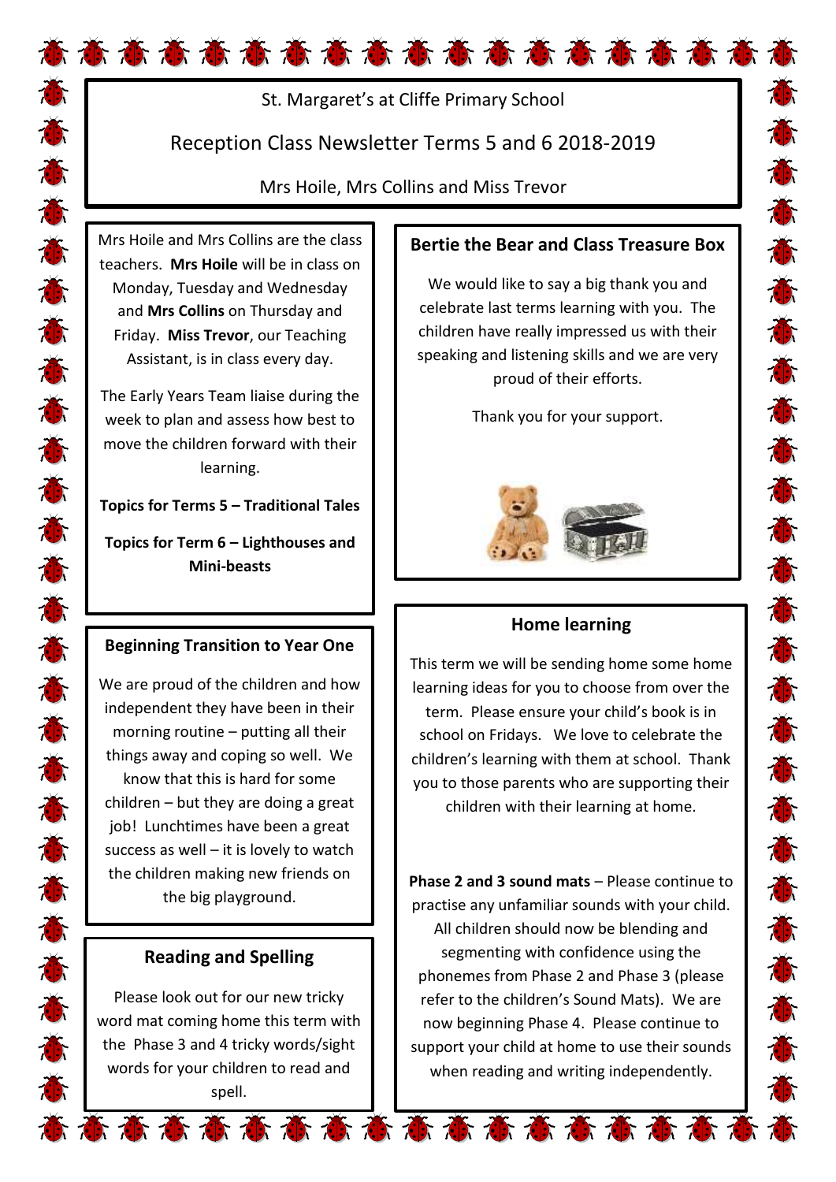St. Margaret's at Cliffe Primary School

# Reception Class Newsletter Terms 5 and 6 2018-2019

Mrs Hoile, Mrs Collins and Miss Trevor

Mrs Hoile and Mrs Collins are the class teachers. **Mrs Hoile** will be in class on Monday, Tuesday and Wednesday and **Mrs Collins** on Thursday and Friday. **Miss Trevor**, our Teaching Assistant, is in class every day.

The Early Years Team liaise during the week to plan and assess how best to move the children forward with their learning.

**Topics for Terms 5 – Traditional Tales**

**Topics for Term 6 – Lighthouses and Mini-beasts**

## Beginning Transition to Year One

We are proud of the children and how independent they have been in their morning routine – putting all their things away and coping so well. We know that this is hard for some children – but they are doing a great job! Lunchtimes have been a great success as well – it is lovely to watch the children making new friends on the big playground.

## Reading and Spelling

Please look out for our new tricky word mat coming home this term with the Phase 3 and 4 tricky words/sight words for your children to read and spell.

## Bertie the Bear and Class Treasure Box

We would like to say a big thank you and celebrate last terms learning with you. The children have really impressed us with their speaking and listening skills and we are very proud of their efforts.

Thank you for your support.

## Home learning

This term we will be sending home some home learning ideas for you to choose from over the term. Please ensure your child's book is in school on Fridays. We love to celebrate the children's learning with them at school. Thank you to those parents who are supporting their children with their learning at home.

**Phase 2 and 3 sound mats** – Please continue to practise any unfamiliar sounds with your child. All children should now be blending and segmenting with confidence using the phonemes from Phase 2 and Phase 3 (please refer to the children's Sound Mats). We are now beginning Phase 4. Please continue to support your child at home to use their sounds when reading and writing independently.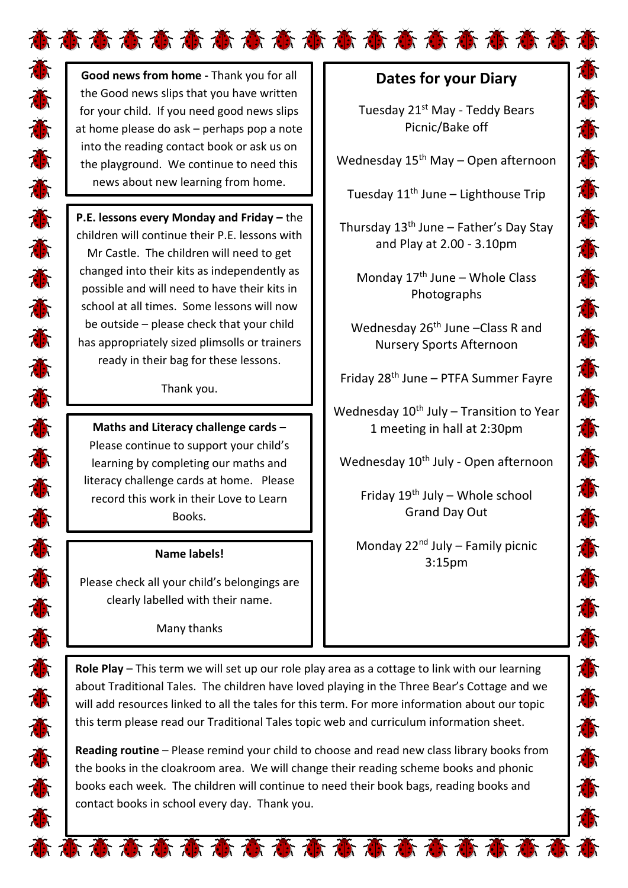**Good news from home -** Thank you for all the Good news slips that you have written for your child. If you need good news slips at home please do ask – perhaps pop a note into the reading contact book or ask us on the playground. We continue to need this news about new learning from home.

**P.E. lessons every Monday and Friday –** the children will continue their P.E. lessons with Mr Castle. The children will need to get changed into their kits as independently as possible and will need to have their kits in school at all times. Some lessons will now be outside – please check that your child has appropriately sized plimsolls or trainers ready in their bag for these lessons.

Thank you.

**Maths and Literacy challenge cards –** Please continue to support your child's learning by completing our maths and literacy challenge cards at home. Please record this work in their Love to Learn Books.

**Name labels!**

Please check all your child's belongings are clearly labelled with their name.

Many thanks

## Dates for your Diary

Tuesday 21st May - Teddy Bears Picnic/Bake off

Wednesday 15th May – Open afternoon

Tuesday 11th June – Lighthouse Trip

Thursday 13th June – Father's Day Stay and Play at 2.00 - 3.10pm

Monday 17th June – Whole Class Photographs

Wednesday 26th June –Class R and Nursery Sports Afternoon

Friday 28th June – PTFA Summer Fayre

Wednesday 10th July – Transition to Year 1 meeting in hall at 2:30pm

Wednesday 10th July - Open afternoon

Friday 19th July – Whole school Grand Day Out

Monday 22nd July – Family picnic 3:15pm

**Role Play** – This term we will set up our role play area as a cottage to link with our learning about Traditional Tales. The children have loved playing in the Three Bear's Cottage and we will add resources linked to all the tales for this term. For more information about our topic this term please read our Traditional Tales topic web and curriculum information sheet.

**Reading routine** – Please remind your child to choose and read new class library books from the books in the cloakroom area. We will change their reading scheme books and phonic books each week. The children will continue to need their book bags, reading books and contact books in school every day. Thank you.